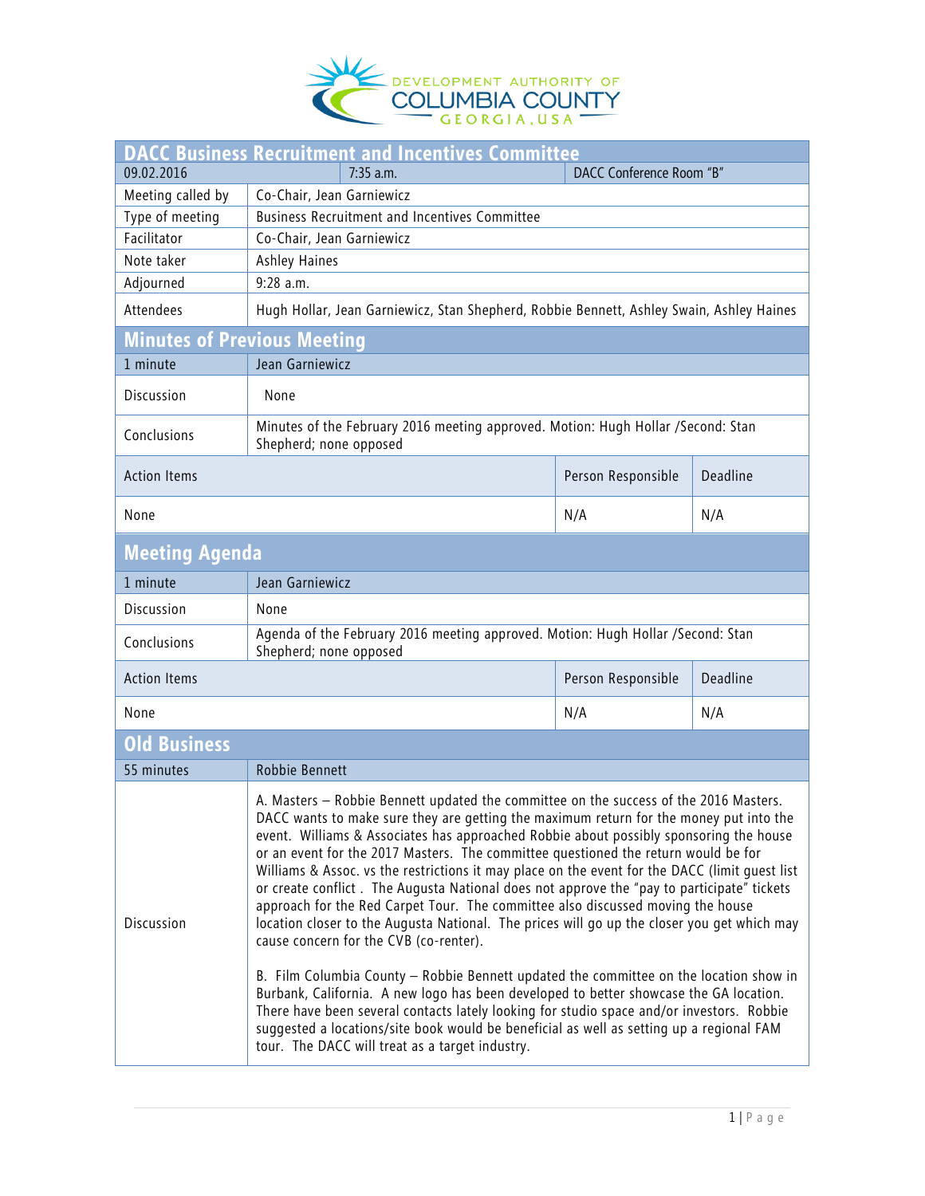DEVELOPMENT AUTHORITY OF COLUMBIA COUNTY GEORGIA, USA

# DACC Business Recruitment and Incentives Committee

| 09.02.2016 | 7:35 a.m. | DACC Conference Room "B" |
|---|---|---|
| Meeting called by | Co-Chair, Jean Garniewicz | |
| Type of meeting | Business Recruitment and Incentives Committee | |
| Facilitator | Co-Chair, Jean Garniewicz | |
| Note taker | Ashley Haines | |
| Adjourned | 9:28 a.m. | |
| Attendees | Hugh Hollar, Jean Garniewicz, Stan Shepherd, Robbie Bennett, Ashley Swain, Ashley Haines | |

## Minutes of Previous Meeting

| 1 minute | Jean Garniewicz | |
|---|---|---|
| Discussion | None | |
| Conclusions | Minutes of the February 2016 meeting approved. Motion: Hugh Hollar /Second: Stan Shepherd; none opposed | |
| **Action Items** | **Person Responsible** | **Deadline** |
| None | N/A | N/A |

## Meeting Agenda

| 1 minute | Jean Garniewicz | |
|---|---|---|
| Discussion | None | |
| Conclusions | Agenda of the February 2016 meeting approved. Motion: Hugh Hollar /Second: Stan Shepherd; none opposed | |
| **Action Items** | **Person Responsible** | **Deadline** |
| None | N/A | N/A |

## Old Business

| 55 minutes | Robbie Bennett |
|---|---|
| Discussion | A. Masters – Robbie Bennett updated the committee on the success of the 2016 Masters. DACC wants to make sure they are getting the maximum return for the money put into the event. Williams & Associates has approached Robbie about possibly sponsoring the house or an event for the 2017 Masters. The committee questioned the return would be for Williams & Assoc. vs the restrictions it may place on the event for the DACC (limit guest list or create conflict . The Augusta National does not approve the "pay to participate" tickets approach for the Red Carpet Tour. The committee also discussed moving the house location closer to the Augusta National. The prices will go up the closer you get which may cause concern for the CVB (co-renter).<br><br>B. Film Columbia County – Robbie Bennett updated the committee on the location show in Burbank, California. A new logo has been developed to better showcase the GA location. There have been several contacts lately looking for studio space and/or investors. Robbie suggested a locations/site book would be beneficial as well as setting up a regional FAM tour. The DACC will treat as a target industry. |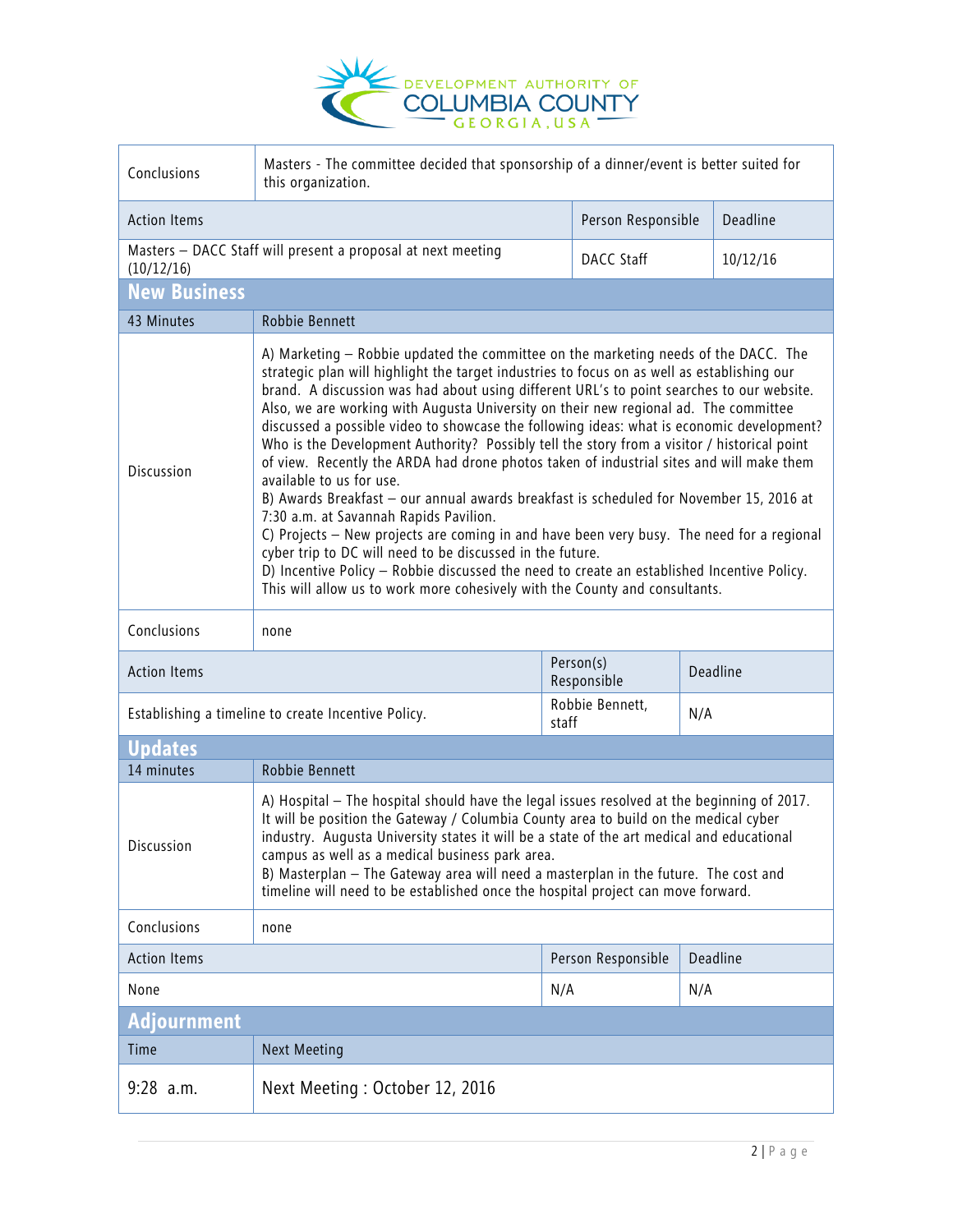| | | | |
|---|---|---|---|
| Conclusions | Masters - The committee decided that sponsorship of a dinner/event is better suited for this organization. | | |
| Action Items | | Person Responsible | Deadline |
| Masters – DACC Staff will present a proposal at next meeting (10/12/16) | | DACC Staff | 10/12/16 |

## New Business

| | | | |
|---|---|---|---|
| 43 Minutes | Robbie Bennett | | |
| Discussion | A) Marketing – Robbie updated the committee on the marketing needs of the DACC. The strategic plan will highlight the target industries to focus on as well as establishing our brand. A discussion was had about using different URL's to point searches to our website. Also, we are working with Augusta University on their new regional ad. The committee discussed a possible video to showcase the following ideas: what is economic development? Who is the Development Authority? Possibly tell the story from a visitor / historical point of view. Recently the ARDA had drone photos taken of industrial sites and will make them available to us for use.<br>B) Awards Breakfast – our annual awards breakfast is scheduled for November 15, 2016 at 7:30 a.m. at Savannah Rapids Pavilion.<br>C) Projects – New projects are coming in and have been very busy. The need for a regional cyber trip to DC will need to be discussed in the future.<br>D) Incentive Policy – Robbie discussed the need to create an established Incentive Policy. This will allow us to work more cohesively with the County and consultants. | | |
| Conclusions | none | | |
| Action Items | | Person(s) Responsible | Deadline |
| Establishing a timeline to create Incentive Policy. | | Robbie Bennett, staff | N/A |

## Updates

| | | | |
|---|---|---|---|
| 14 minutes | Robbie Bennett | | |
| Discussion | A) Hospital – The hospital should have the legal issues resolved at the beginning of 2017. It will be position the Gateway / Columbia County area to build on the medical cyber industry. Augusta University states it will be a state of the art medical and educational campus as well as a medical business park area.<br>B) Masterplan – The Gateway area will need a masterplan in the future. The cost and timeline will need to be established once the hospital project can move forward. | | |
| Conclusions | none | | |
| Action Items | | Person Responsible | Deadline |
| None | | N/A | N/A |

## Adjournment

| Time | Next Meeting |
|---|---|
| 9:28 a.m. | Next Meeting : October 12, 2016 |